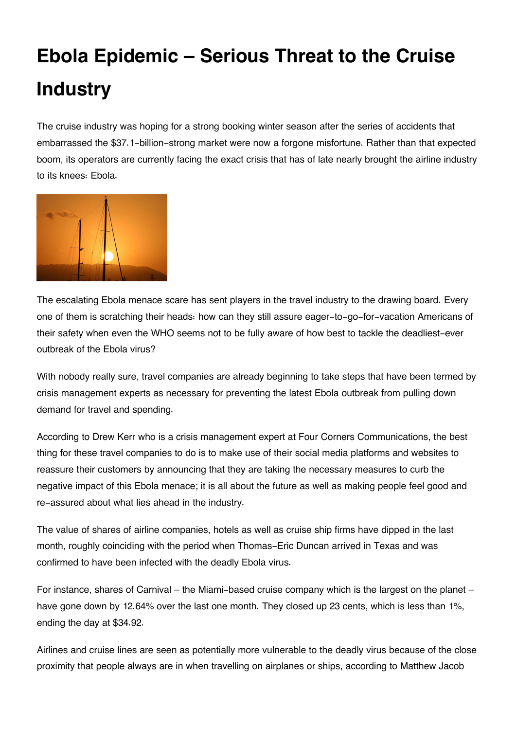# Ebola Epidemic – Serious Threat to the Cruise Industry

The cruise industry was hoping for a strong booking winter season after the series of accidents that embarrassed the $37.1-billion-strong market were now a forgone misfortune. Rather than that expected boom, its operators are currently facing the exact crisis that has of late nearly brought the airline industry to its knees: Ebola.

The escalating Ebola menace scare has sent players in the travel industry to the drawing board. Every one of them is scratching their heads: how can they still assure eager-to-go-for-vacation Americans of their safety when even the WHO seems not to be fully aware of how best to tackle the deadliest-ever outbreak of the Ebola virus?

With nobody really sure, travel companies are already beginning to take steps that have been termed by crisis management experts as necessary for preventing the latest Ebola outbreak from pulling down demand for travel and spending.

According to Drew Kerr who is a crisis management expert at Four Corners Communications, the best thing for these travel companies to do is to make use of their social media platforms and websites to reassure their customers by announcing that they are taking the necessary measures to curb the negative impact of this Ebola menace; it is all about the future as well as making people feel good and re-assured about what lies ahead in the industry.

The value of shares of airline companies, hotels as well as cruise ship firms have dipped in the last month, roughly coinciding with the period when Thomas-Eric Duncan arrived in Texas and was confirmed to have been infected with the deadly Ebola virus.

For instance, shares of Carnival – the Miami-based cruise company which is the largest on the planet – have gone down by 12.64% over the last one month. They closed up 23 cents, which is less than 1%, ending the day at $34.92.

Airlines and cruise lines are seen as potentially more vulnerable to the deadly virus because of the close proximity that people always are in when travelling on airplanes or ships, according to Matthew Jacob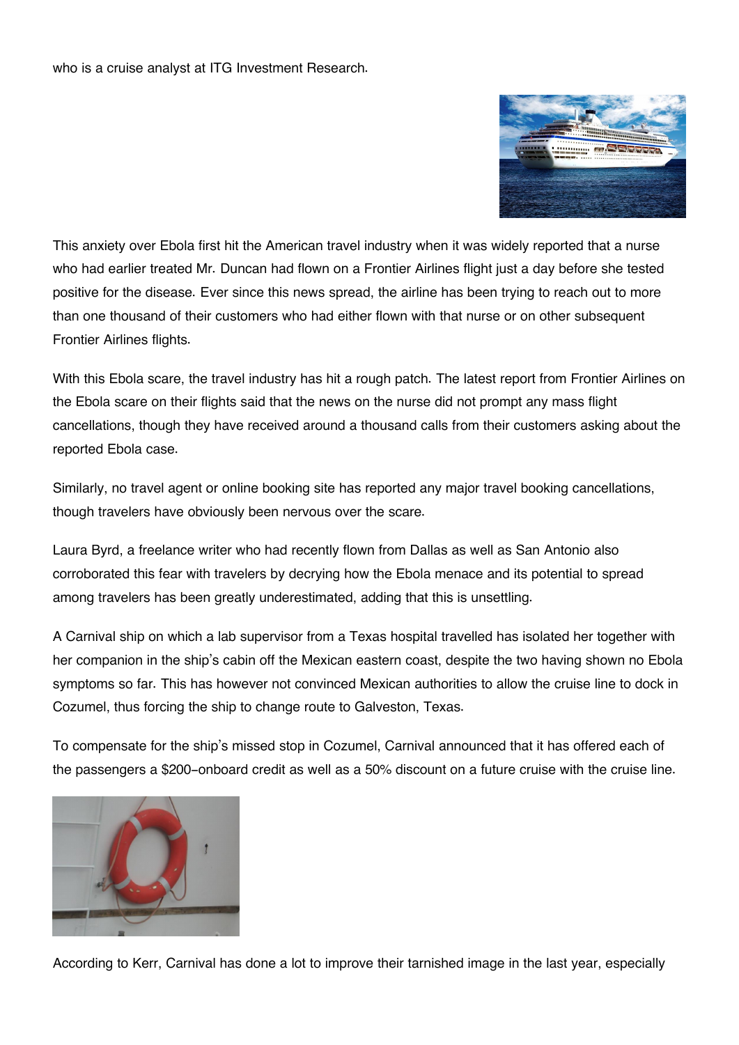who is a cruise analyst at ITG Investment Research.

This anxiety over Ebola first hit the American travel industry when it was widely reported that a nurse who had earlier treated Mr. Duncan had flown on a Frontier Airlines flight just a day before she tested positive for the disease. Ever since this news spread, the airline has been trying to reach out to more than one thousand of their customers who had either flown with that nurse or on other subsequent Frontier Airlines flights.

With this Ebola scare, the travel industry has hit a rough patch. The latest report from Frontier Airlines on the Ebola scare on their flights said that the news on the nurse did not prompt any mass flight cancellations, though they have received around a thousand calls from their customers asking about the reported Ebola case.

Similarly, no travel agent or online booking site has reported any major travel booking cancellations, though travelers have obviously been nervous over the scare.

Laura Byrd, a freelance writer who had recently flown from Dallas as well as San Antonio also corroborated this fear with travelers by decrying how the Ebola menace and its potential to spread among travelers has been greatly underestimated, adding that this is unsettling.

A Carnival ship on which a lab supervisor from a Texas hospital travelled has isolated her together with her companion in the ship's cabin off the Mexican eastern coast, despite the two having shown no Ebola symptoms so far. This has however not convinced Mexican authorities to allow the cruise line to dock in Cozumel, thus forcing the ship to change route to Galveston, Texas.

To compensate for the ship's missed stop in Cozumel, Carnival announced that it has offered each of the passengers a $200-onboard credit as well as a 50% discount on a future cruise with the cruise line.

According to Kerr, Carnival has done a lot to improve their tarnished image in the last year, especially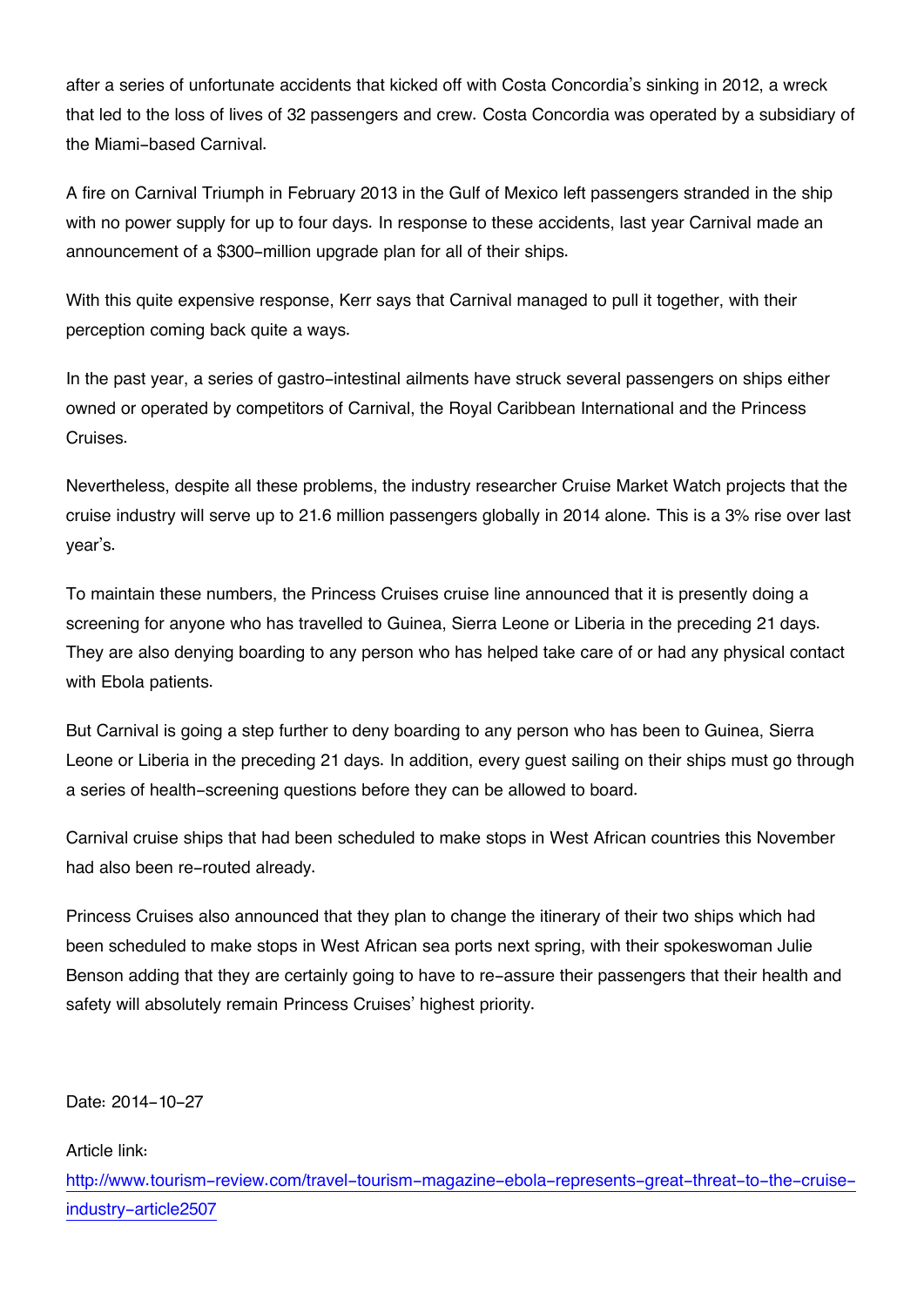after a series of unfortunate accidents that kicked off with Costa Concordia's sinking in 2012, a wreck that led to the loss of lives of 32 passengers and crew. Costa Concordia was operated by a subsidiary of the Miami-based Carnival.

A fire on Carnival Triumph in February 2013 in the Gulf of Mexico left passengers stranded in the ship with no power supply for up to four days. In response to these accidents, last year Carnival made an announcement of a $300-million upgrade plan for all of their ships.

With this quite expensive response, Kerr says that Carnival managed to pull it together, with their perception coming back quite a ways.

In the past year, a series of gastro-intestinal ailments have struck several passengers on ships either owned or operated by competitors of Carnival, the Royal Caribbean International and the Princess Cruises.

Nevertheless, despite all these problems, the industry researcher Cruise Market Watch projects that the cruise industry will serve up to 21.6 million passengers globally in 2014 alone. This is a 3% rise over last year's.

To maintain these numbers, the Princess Cruises cruise line announced that it is presently doing a screening for anyone who has travelled to Guinea, Sierra Leone or Liberia in the preceding 21 days. They are also denying boarding to any person who has helped take care of or had any physical contact with Ebola patients.

But Carnival is going a step further to deny boarding to any person who has been to Guinea, Sierra Leone or Liberia in the preceding 21 days. In addition, every guest sailing on their ships must go through a series of health-screening questions before they can be allowed to board.

Carnival cruise ships that had been scheduled to make stops in West African countries this November had also been re-routed already.

Princess Cruises also announced that they plan to change the itinerary of their two ships which had been scheduled to make stops in West African sea ports next spring, with their spokeswoman Julie Benson adding that they are certainly going to have to re-assure their passengers that their health and safety will absolutely remain Princess Cruises' highest priority.

Date: 2014-10-27

Article link:
[http://www.tourism-review.com/travel-tourism-magazine-ebola-represents-great-threat-to-the-cruise-industry-article2507](http://www.tourism-review.com/travel-tourism-magazine-ebola-represents-great-threat-to-the-cruise-industry-article2507)